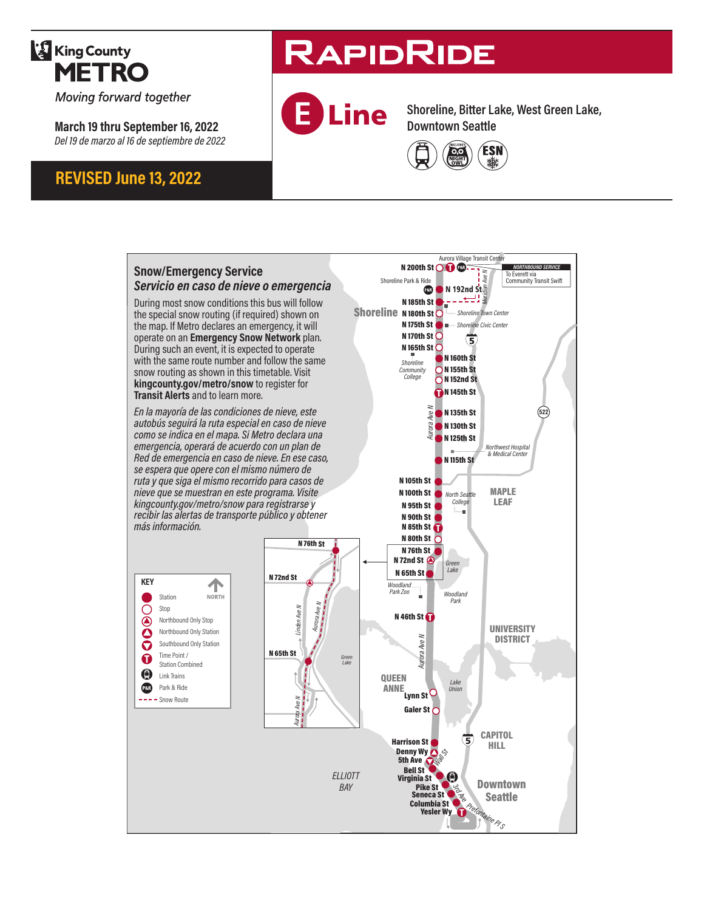King County **METRO**

*Moving forward together*

**March 19 thru September 16, 2022**
*Del 19 de marzo al 16 de septiembre de 2022*

**REVISED June 13, 2022**

# RAPIDRIDE

## E Line

**Shoreline, Bitter Lake, West Green Lake, Downtown Seattle**

## Snow/Emergency Service
### *Servicio en caso de nieve o emergencia*

During most snow conditions this bus will follow the special snow routing (if required) shown on the map. If Metro declares an emergency, it will operate on an **Emergency Snow Network** plan. During such an event, it is expected to operate with the same route number and follow the same snow routing as shown in this timetable. Visit **kingcounty.gov/metro/snow** to register for **Transit Alerts** and to learn more.

*En la mayoría de las condiciones de nieve, este autobús seguirá la ruta especial en caso de nieve como se indica en el mapa. Si Metro declara una emergencia, operará de acuerdo con un plan de Red de emergencia en caso de nieve. En ese caso, se espera que opere con el mismo número de ruta y que siga el mismo recorrido para casos de nieve que se muestran en este programa. Visite kingcounty.gov/metro/snow para registrarse y recibir las alertas de transporte público y obtener más información.*

**KEY**

- Station
- Stop
- Northbound Only Stop
- Northbound Only Station
- Southbound Only Station
- Time Point / Station Combined
- Link Trains
- Park & Ride
- Snow Route

NORTH

Aurora Village Transit Center · N 200th St · Shoreline Park & Ride · N 192nd St · NORTHBOUND SERVICE To Everett via Community Transit Swift · Meridian Ave N · N 185th St · Shoreline · N 180th St · Shoreline Town Center · N 175th St · Shoreline Civic Center · N 170th St · N 165th St · N 160th St · Shoreline Community College · N 155th St · N 152nd St · N 145th St · Aurora Ave N · N 135th St · N 130th St · N 125th St · Northwest Hospital & Medical Center · N 115th St · N 105th St · N 100th St · North Seattle College · MAPLE LEAF · N 95th St · N 90th St · N 85th St · N 80th St · N 76th St · N 72nd St · N 65th St · Green Lake · Woodland Park Zoo · Woodland Park · N 46th St · UNIVERSITY DISTRICT · QUEEN ANNE · Lake Union · Lynn St · Galer St · CAPITOL HILL · Harrison St · Denny Wy · Wall St · 5th Ave · Bell St · Virginia St · ELLIOTT BAY · Pike St · Seneca St · Columbia St · Yesler Wy · 3rd Ave · Prefontaine Pl S · Downtown Seattle · Linden Ave N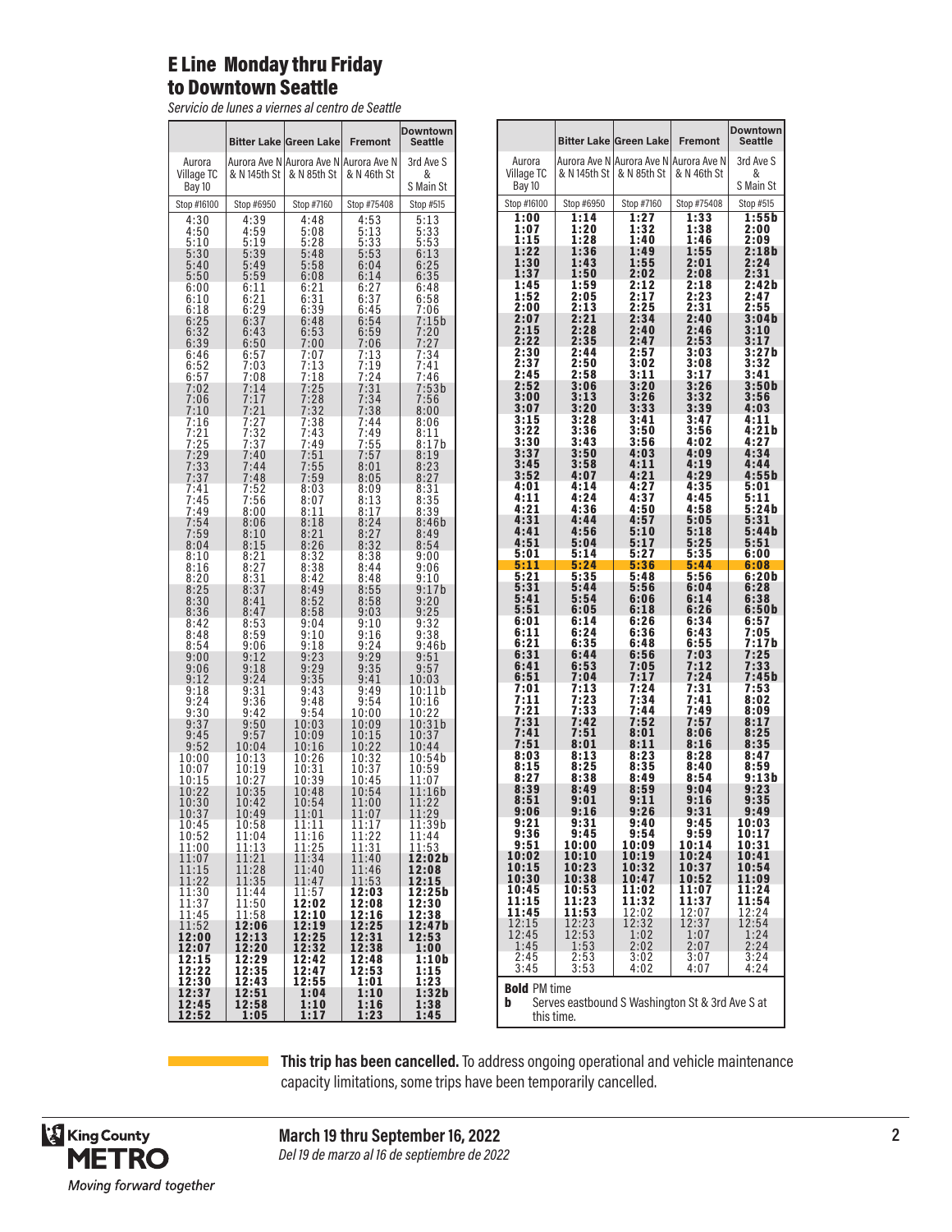# E Line Monday thru Friday to Downtown Seattle

*Servicio de lunes a viernes al centro de Seattle*

| | Bitter Lake | Green Lake | Fremont | Downtown Seattle |
|---|---|---|---|---|
| Aurora Village TC Bay 10 | Aurora Ave N & N 145th St | Aurora Ave N & N 85th St | Aurora Ave N & N 46th St | 3rd Ave S & S Main St |
| Stop #16100 | Stop #6950 | Stop #7160 | Stop #75408 | Stop #515 |
| 4:30 | 4:39 | 4:48 | 4:53 | 5:13 |
| 4:50 | 4:59 | 5:08 | 5:13 | 5:33 |
| 5:10 | 5:19 | 5:28 | 5:33 | 5:53 |
| 5:30 | 5:39 | 5:48 | 5:53 | 6:13 |
| 5:40 | 5:49 | 5:58 | 6:04 | 6:25 |
| 5:50 | 5:59 | 6:08 | 6:14 | 6:35 |
| 6:00 | 6:11 | 6:21 | 6:27 | 6:48 |
| 6:10 | 6:21 | 6:31 | 6:37 | 6:58 |
| 6:18 | 6:29 | 6:39 | 6:45 | 7:06 |
| 6:25 | 6:37 | 6:48 | 6:54 | 7:15b |
| 6:32 | 6:43 | 6:53 | 6:59 | 7:20 |
| 6:39 | 6:50 | 7:00 | 7:06 | 7:27 |
| 6:46 | 6:57 | 7:07 | 7:13 | 7:34 |
| 6:52 | 7:03 | 7:13 | 7:19 | 7:41 |
| 6:57 | 7:08 | 7:18 | 7:24 | 7:46 |
| 7:02 | 7:14 | 7:25 | 7:31 | 7:53b |
| 7:06 | 7:17 | 7:28 | 7:34 | 7:56 |
| 7:10 | 7:21 | 7:32 | 7:38 | 8:00 |
| 7:16 | 7:27 | 7:38 | 7:44 | 8:06 |
| 7:21 | 7:32 | 7:43 | 7:49 | 8:11 |
| 7:25 | 7:37 | 7:49 | 7:55 | 8:17b |
| 7:29 | 7:40 | 7:51 | 7:57 | 8:19 |
| 7:33 | 7:44 | 7:55 | 8:01 | 8:23 |
| 7:37 | 7:48 | 7:59 | 8:05 | 8:27 |
| 7:41 | 7:52 | 8:03 | 8:09 | 8:31 |
| 7:45 | 7:56 | 8:07 | 8:13 | 8:35 |
| 7:49 | 8:00 | 8:11 | 8:17 | 8:39 |
| 7:54 | 8:06 | 8:18 | 8:24 | 8:46b |
| 7:59 | 8:10 | 8:21 | 8:27 | 8:49 |
| 8:04 | 8:15 | 8:26 | 8:32 | 8:54 |
| 8:10 | 8:21 | 8:32 | 8:38 | 9:00 |
| 8:16 | 8:27 | 8:38 | 8:44 | 9:06 |
| 8:20 | 8:31 | 8:42 | 8:48 | 9:10 |
| 8:25 | 8:37 | 8:49 | 8:55 | 9:17b |
| 8:30 | 8:41 | 8:52 | 8:58 | 9:20 |
| 8:36 | 8:47 | 8:58 | 9:03 | 9:25 |
| 8:42 | 8:53 | 9:04 | 9:10 | 9:32 |
| 8:48 | 8:59 | 9:10 | 9:16 | 9:38 |
| 8:54 | 9:06 | 9:18 | 9:24 | 9:46b |
| 9:00 | 9:12 | 9:23 | 9:29 | 9:51 |
| 9:06 | 9:18 | 9:29 | 9:35 | 9:57 |
| 9:12 | 9:24 | 9:35 | 9:41 | 10:03 |
| 9:18 | 9:31 | 9:43 | 9:49 | 10:11b |
| 9:24 | 9:36 | 9:48 | 9:54 | 10:16 |
| 9:30 | 9:42 | 9:54 | 10:00 | 10:22 |
| 9:37 | 9:50 | 10:03 | 10:09 | 10:31b |
| 9:45 | 9:57 | 10:09 | 10:15 | 10:37 |
| 9:52 | 10:04 | 10:16 | 10:22 | 10:44 |
| 10:00 | 10:13 | 10:26 | 10:32 | 10:54b |
| 10:07 | 10:19 | 10:31 | 10:37 | 10:59 |
| 10:15 | 10:27 | 10:39 | 10:45 | 11:07 |
| 10:22 | 10:35 | 10:48 | 10:54 | 11:16b |
| 10:30 | 10:42 | 10:54 | 11:00 | 11:22 |
| 10:37 | 10:49 | 11:01 | 11:07 | 11:29 |
| 10:45 | 10:58 | 11:11 | 11:17 | 11:39b |
| 10:52 | 11:04 | 11:16 | 11:22 | 11:44 |
| 11:00 | 11:13 | 11:25 | 11:31 | 11:53 |
| 11:07 | 11:21 | 11:34 | 11:40 | **12:02b** |
| 11:15 | 11:28 | 11:40 | 11:46 | **12:08** |
| 11:22 | 11:35 | 11:47 | 11:53 | **12:15** |
| 11:30 | 11:44 | 11:57 | **12:03** | **12:25b** |
| 11:37 | 11:50 | **12:02** | **12:08** | **12:30** |
| 11:45 | 11:58 | **12:10** | **12:16** | **12:38** |
| 11:52 | **12:06** | **12:19** | **12:25** | **12:47b** |
| **12:00** | **12:13** | **12:25** | **12:31** | **12:53** |
| **12:07** | **12:20** | **12:32** | **12:38** | **1:00** |
| **12:15** | **12:29** | **12:42** | **12:48** | **1:10b** |
| **12:22** | **12:35** | **12:47** | **12:53** | **1:15** |
| **12:30** | **12:43** | **12:55** | **1:01** | **1:23** |
| **12:37** | **12:51** | **1:04** | **1:10** | **1:32b** |
| **12:45** | **12:58** | **1:10** | **1:16** | **1:38** |
| **12:52** | **1:05** | **1:17** | **1:23** | **1:45** |
| **1:00** | **1:14** | **1:27** | **1:33** | **1:55b** |
| **1:07** | **1:20** | **1:32** | **1:38** | **2:00** |
| **1:15** | **1:28** | **1:40** | **1:46** | **2:09** |
| **1:22** | **1:36** | **1:49** | **1:55** | **2:18b** |
| **1:30** | **1:43** | **1:55** | **2:01** | **2:24** |
| **1:37** | **1:50** | **2:02** | **2:08** | **2:31** |
| **1:45** | **1:59** | **2:12** | **2:18** | **2:42b** |
| **1:52** | **2:05** | **2:17** | **2:23** | **2:47** |
| **2:00** | **2:13** | **2:25** | **2:31** | **2:55** |
| **2:07** | **2:21** | **2:34** | **2:40** | **3:04b** |
| **2:15** | **2:28** | **2:40** | **2:46** | **3:10** |
| **2:22** | **2:35** | **2:47** | **2:53** | **3:17** |
| **2:30** | **2:44** | **2:57** | **3:03** | **3:27b** |
| **2:37** | **2:50** | **3:02** | **3:08** | **3:32** |
| **2:45** | **2:58** | **3:11** | **3:17** | **3:41** |
| **2:52** | **3:06** | **3:20** | **3:26** | **3:50b** |
| **3:00** | **3:13** | **3:26** | **3:32** | **3:56** |
| **3:07** | **3:20** | **3:33** | **3:39** | **4:03** |
| **3:15** | **3:28** | **3:41** | **3:47** | **4:11** |
| **3:22** | **3:36** | **3:50** | **3:56** | **4:21b** |
| **3:30** | **3:43** | **3:56** | **4:02** | **4:27** |
| **3:37** | **3:50** | **4:03** | **4:09** | **4:34** |
| **3:45** | **3:58** | **4:11** | **4:19** | **4:44** |
| **3:52** | **4:07** | **4:21** | **4:29** | **4:55b** |
| **4:01** | **4:14** | **4:27** | **4:35** | **5:01** |
| **4:11** | **4:24** | **4:37** | **4:45** | **5:11** |
| **4:21** | **4:36** | **4:50** | **4:58** | **5:24b** |
| **4:31** | **4:44** | **4:57** | **5:05** | **5:31** |
| **4:41** | **4:56** | **5:10** | **5:18** | **5:44b** |
| **4:51** | **5:04** | **5:17** | **5:25** | **5:51** |
| **5:01** | **5:14** | **5:27** | **5:35** | **6:00** |
| **5:11** (cancelled) | **5:24** | **5:36** | **5:44** | **6:08** |
| **5:21** | **5:35** | **5:48** | **5:56** | **6:20b** |
| **5:31** | **5:44** | **5:56** | **6:04** | **6:28** |
| **5:41** | **5:54** | **6:06** | **6:14** | **6:38** |
| **5:51** | **6:05** | **6:18** | **6:26** | **6:50b** |
| **6:01** | **6:14** | **6:26** | **6:34** | **6:57** |
| **6:11** | **6:24** | **6:36** | **6:43** | **7:05** |
| **6:21** | **6:35** | **6:48** | **6:55** | **7:17b** |
| **6:31** | **6:44** | **6:56** | **7:03** | **7:25** |
| **6:41** | **6:53** | **7:05** | **7:12** | **7:33** |
| **6:51** | **7:04** | **7:17** | **7:24** | **7:45b** |
| **7:01** | **7:13** | **7:24** | **7:31** | **7:53** |
| **7:11** | **7:23** | **7:34** | **7:41** | **8:02** |
| **7:21** | **7:33** | **7:44** | **7:49** | **8:09** |
| **7:31** | **7:42** | **7:52** | **7:57** | **8:17** |
| **7:41** | **7:51** | **8:01** | **8:06** | **8:25** |
| **7:51** | **8:01** | **8:11** | **8:16** | **8:35** |
| **8:03** | **8:13** | **8:23** | **8:28** | **8:47** |
| **8:15** | **8:25** | **8:35** | **8:40** | **8:59** |
| **8:27** | **8:38** | **8:49** | **8:54** | **9:13b** |
| **8:39** | **8:49** | **8:59** | **9:04** | **9:23** |
| **8:51** | **9:01** | **9:11** | **9:16** | **9:35** |
| **9:06** | **9:16** | **9:26** | **9:31** | **9:49** |
| **9:21** | **9:31** | **9:40** | **9:45** | **10:03** |
| **9:36** | **9:45** | **9:54** | **9:59** | **10:17** |
| **9:51** | **10:00** | **10:09** | **10:14** | **10:31** |
| **10:02** | **10:10** | **10:19** | **10:24** | **10:41** |
| **10:15** | **10:23** | **10:32** | **10:37** | **10:54** |
| **10:30** | **10:38** | **10:47** | **10:52** | **11:09** |
| **10:45** | **10:53** | **11:02** | **11:07** | **11:24** |
| **11:15** | **11:23** | **11:32** | **11:37** | **11:54** |
| **11:45** | **11:53** | 12:02 | 12:07 | 12:24 |
| 12:15 | 12:23 | 12:32 | 12:37 | 12:54 |
| 12:45 | 12:53 | 1:02 | 1:07 | 1:24 |
| 1:45 | 1:53 | 2:02 | 2:07 | 2:24 |
| 2:45 | 2:53 | 3:02 | 3:07 | 3:24 |
| 3:45 | 3:53 | 4:02 | 4:07 | 4:24 |

**Bold** PM time

**b** Serves eastbound S Washington St & 3rd Ave S at this time.

**This trip has been cancelled.** To address ongoing operational and vehicle maintenance capacity limitations, some trips have been temporarily cancelled.

King County METRO
*Moving forward together*

**March 19 thru September 16, 2022**
*Del 19 de marzo al 16 de septiembre de 2022*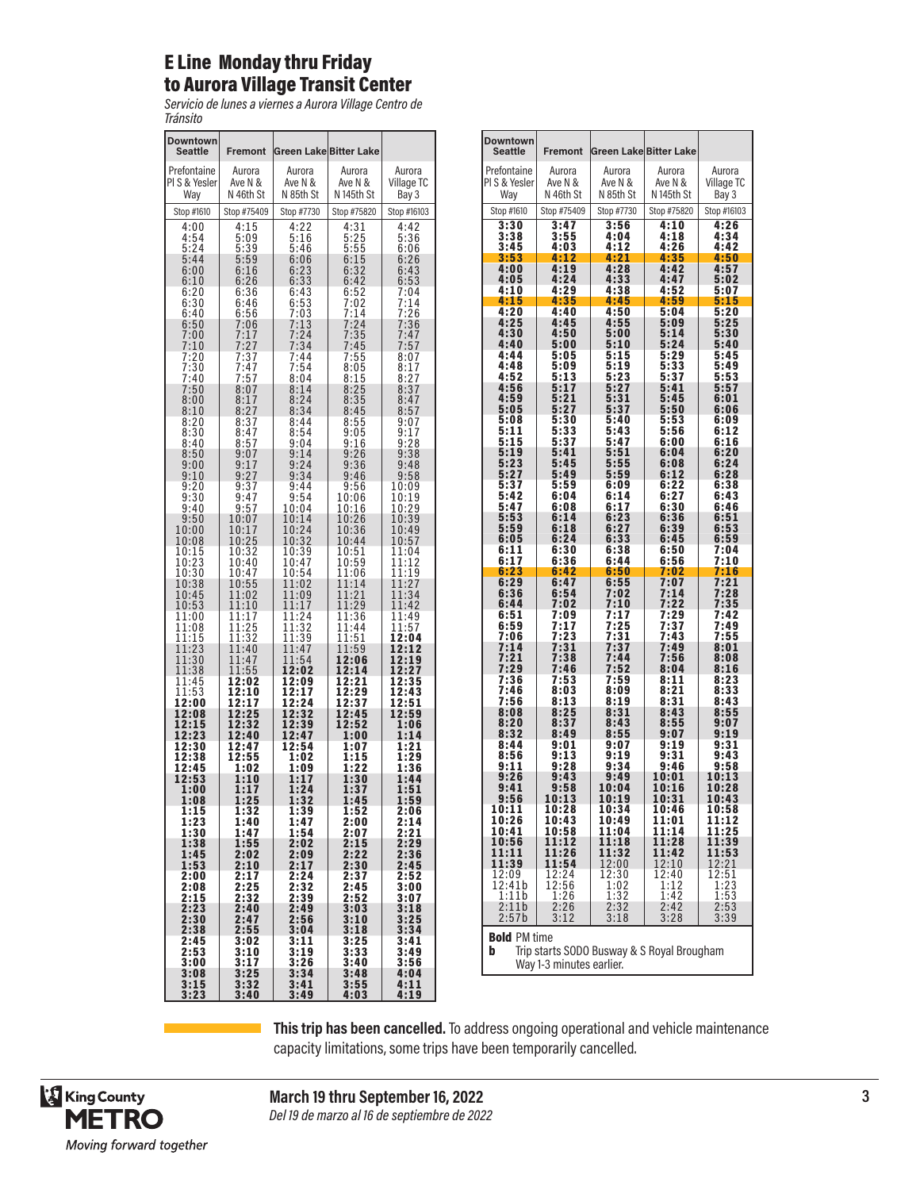# E Line Monday thru Friday to Aurora Village Transit Center

*Servicio de lunes a viernes a Aurora Village Centro de Tránsito*

| Downtown Seattle | Fremont | Green Lake | Bitter Lake | |
|---|---|---|---|---|
| Prefontaine Pl S & Yesler Way | Aurora Ave N & N 46th St | Aurora Ave N & N 85th St | Aurora Ave N & N 145th St | Aurora Village TC Bay 3 |
| Stop #1610 | Stop #75409 | Stop #7730 | Stop #75820 | Stop #16103 |
| 4:00 | 4:15 | 4:22 | 4:31 | 4:42 |
| 4:54 | 5:09 | 5:16 | 5:25 | 5:36 |
| 5:24 | 5:39 | 5:46 | 5:55 | 6:06 |
| 5:44 | 5:59 | 6:06 | 6:15 | 6:26 |
| 6:00 | 6:16 | 6:23 | 6:32 | 6:43 |
| 6:10 | 6:26 | 6:33 | 6:42 | 6:53 |
| 6:20 | 6:36 | 6:43 | 6:52 | 7:04 |
| 6:30 | 6:46 | 6:53 | 7:02 | 7:14 |
| 6:40 | 6:56 | 7:03 | 7:14 | 7:26 |
| 6:50 | 7:06 | 7:13 | 7:24 | 7:36 |
| 7:00 | 7:17 | 7:24 | 7:35 | 7:47 |
| 7:10 | 7:27 | 7:34 | 7:45 | 7:57 |
| 7:20 | 7:37 | 7:44 | 7:55 | 8:07 |
| 7:30 | 7:47 | 7:54 | 8:05 | 8:17 |
| 7:40 | 7:57 | 8:04 | 8:15 | 8:27 |
| 7:50 | 8:07 | 8:14 | 8:25 | 8:37 |
| 8:00 | 8:17 | 8:24 | 8:35 | 8:47 |
| 8:10 | 8:27 | 8:34 | 8:45 | 8:57 |
| 8:20 | 8:37 | 8:44 | 8:55 | 9:07 |
| 8:30 | 8:47 | 8:54 | 9:05 | 9:17 |
| 8:40 | 8:57 | 9:04 | 9:16 | 9:28 |
| 8:50 | 9:07 | 9:14 | 9:26 | 9:38 |
| 9:00 | 9:17 | 9:24 | 9:36 | 9:48 |
| 9:10 | 9:27 | 9:34 | 9:46 | 9:58 |
| 9:20 | 9:37 | 9:44 | 9:56 | 10:09 |
| 9:30 | 9:47 | 9:54 | 10:06 | 10:19 |
| 9:40 | 9:57 | 10:04 | 10:16 | 10:29 |
| 9:50 | 10:07 | 10:14 | 10:26 | 10:39 |
| 10:00 | 10:17 | 10:24 | 10:36 | 10:49 |
| 10:08 | 10:25 | 10:32 | 10:44 | 10:57 |
| 10:15 | 10:32 | 10:39 | 10:51 | 11:04 |
| 10:23 | 10:40 | 10:47 | 10:59 | 11:12 |
| 10:30 | 10:47 | 10:54 | 11:06 | 11:19 |
| 10:38 | 10:55 | 11:02 | 11:14 | 11:27 |
| 10:45 | 11:02 | 11:09 | 11:21 | 11:34 |
| 10:53 | 11:10 | 11:17 | 11:29 | 11:42 |
| 11:00 | 11:17 | 11:24 | 11:36 | 11:49 |
| 11:08 | 11:25 | 11:32 | 11:44 | 11:57 |
| 11:15 | 11:32 | 11:39 | 11:51 | **12:04** |
| 11:23 | 11:40 | 11:47 | 11:59 | **12:12** |
| 11:30 | 11:47 | 11:54 | **12:06** | **12:19** |
| 11:38 | 11:55 | **12:02** | **12:14** | **12:27** |
| 11:45 | **12:02** | **12:09** | **12:21** | **12:35** |
| 11:53 | **12:10** | **12:17** | **12:29** | **12:43** |
| **12:00** | **12:17** | **12:24** | **12:37** | **12:51** |
| **12:08** | **12:25** | **12:32** | **12:45** | **12:59** |
| **12:15** | **12:32** | **12:39** | **12:52** | **1:06** |
| **12:23** | **12:40** | **12:47** | **1:00** | **1:14** |
| **12:30** | **12:47** | **12:54** | **1:07** | **1:21** |
| **12:38** | **12:55** | **1:02** | **1:15** | **1:29** |
| **12:45** | **1:02** | **1:09** | **1:22** | **1:36** |
| **12:53** | **1:10** | **1:17** | **1:30** | **1:44** |
| **1:00** | **1:17** | **1:24** | **1:37** | **1:51** |
| **1:08** | **1:25** | **1:32** | **1:45** | **1:59** |
| **1:15** | **1:32** | **1:39** | **1:52** | **2:06** |
| **1:23** | **1:40** | **1:47** | **2:00** | **2:14** |
| **1:30** | **1:47** | **1:54** | **2:07** | **2:21** |
| **1:38** | **1:55** | **2:02** | **2:15** | **2:29** |
| **1:45** | **2:02** | **2:09** | **2:22** | **2:36** |
| **1:53** | **2:10** | **2:17** | **2:30** | **2:45** |
| **2:00** | **2:17** | **2:24** | **2:37** | **2:52** |
| **2:08** | **2:25** | **2:32** | **2:45** | **3:00** |
| **2:15** | **2:32** | **2:39** | **2:52** | **3:07** |
| **2:23** | **2:40** | **2:49** | **3:03** | **3:18** |
| **2:30** | **2:47** | **2:56** | **3:10** | **3:25** |
| **2:38** | **2:55** | **3:04** | **3:18** | **3:34** |
| **2:45** | **3:02** | **3:11** | **3:25** | **3:41** |
| **2:53** | **3:10** | **3:19** | **3:33** | **3:49** |
| **3:00** | **3:17** | **3:26** | **3:40** | **3:56** |
| **3:08** | **3:25** | **3:34** | **3:48** | **4:04** |
| **3:15** | **3:32** | **3:41** | **3:55** | **4:11** |
| **3:23** | **3:40** | **3:49** | **4:03** | **4:19** |
| **3:30** | **3:47** | **3:56** | **4:10** | **4:26** |
| **3:38** | **3:55** | **4:04** | **4:18** | **4:34** |
| **3:45** | **4:03** | **4:12** | **4:26** | **4:42** |
| **3:53** | **4:12** | **4:21** | **4:35** | **4:50** |
| **4:00** | **4:19** | **4:28** | **4:42** | **4:57** |
| **4:05** | **4:24** | **4:33** | **4:47** | **5:02** |
| **4:10** | **4:29** | **4:38** | **4:52** | **5:07** |
| **4:15** | **4:35** | **4:45** | **4:59** | **5:15** |
| **4:20** | **4:40** | **4:50** | **5:04** | **5:20** |
| **4:25** | **4:45** | **4:55** | **5:09** | **5:25** |
| **4:30** | **4:50** | **5:00** | **5:14** | **5:30** |
| **4:40** | **5:00** | **5:10** | **5:24** | **5:40** |
| **4:44** | **5:05** | **5:15** | **5:29** | **5:45** |
| **4:48** | **5:09** | **5:19** | **5:33** | **5:49** |
| **4:52** | **5:13** | **5:23** | **5:37** | **5:53** |
| **4:56** | **5:17** | **5:27** | **5:41** | **5:57** |
| **4:59** | **5:21** | **5:31** | **5:45** | **6:01** |
| **5:05** | **5:27** | **5:37** | **5:50** | **6:06** |
| **5:08** | **5:30** | **5:40** | **5:53** | **6:09** |
| **5:11** | **5:33** | **5:43** | **5:56** | **6:12** |
| **5:15** | **5:37** | **5:47** | **6:00** | **6:16** |
| **5:19** | **5:41** | **5:51** | **6:04** | **6:20** |
| **5:23** | **5:45** | **5:55** | **6:08** | **6:24** |
| **5:27** | **5:49** | **5:59** | **6:12** | **6:28** |
| **5:37** | **5:59** | **6:09** | **6:22** | **6:38** |
| **5:42** | **6:04** | **6:14** | **6:27** | **6:43** |
| **5:47** | **6:08** | **6:17** | **6:30** | **6:46** |
| **5:53** | **6:14** | **6:23** | **6:36** | **6:51** |
| **5:59** | **6:18** | **6:27** | **6:39** | **6:53** |
| **6:05** | **6:24** | **6:33** | **6:45** | **6:59** |
| **6:11** | **6:30** | **6:38** | **6:50** | **7:04** |
| **6:17** | **6:36** | **6:44** | **6:56** | **7:10** |
| **6:23** | **6:42** | **6:50** | **7:02** | **7:16** |
| **6:29** | **6:47** | **6:55** | **7:07** | **7:21** |
| **6:36** | **6:54** | **7:02** | **7:14** | **7:28** |
| **6:44** | **7:02** | **7:10** | **7:22** | **7:35** |
| **6:51** | **7:09** | **7:17** | **7:29** | **7:42** |
| **6:59** | **7:17** | **7:25** | **7:37** | **7:49** |
| **7:06** | **7:23** | **7:31** | **7:43** | **7:55** |
| **7:14** | **7:31** | **7:37** | **7:49** | **8:01** |
| **7:21** | **7:38** | **7:44** | **7:56** | **8:08** |
| **7:29** | **7:46** | **7:52** | **8:04** | **8:16** |
| **7:36** | **7:53** | **7:59** | **8:11** | **8:23** |
| **7:46** | **8:03** | **8:09** | **8:21** | **8:33** |
| **7:56** | **8:13** | **8:19** | **8:31** | **8:43** |
| **8:08** | **8:25** | **8:31** | **8:43** | **8:55** |
| **8:20** | **8:37** | **8:43** | **8:55** | **9:07** |
| **8:32** | **8:49** | **8:55** | **9:07** | **9:19** |
| **8:44** | **9:01** | **9:07** | **9:19** | **9:31** |
| **8:56** | **9:13** | **9:19** | **9:31** | **9:43** |
| **9:11** | **9:28** | **9:34** | **9:46** | **9:58** |
| **9:26** | **9:43** | **9:49** | **10:01** | **10:13** |
| **9:41** | **9:58** | **10:04** | **10:16** | **10:28** |
| **9:56** | **10:13** | **10:19** | **10:31** | **10:43** |
| **10:11** | **10:28** | **10:34** | **10:46** | **10:58** |
| **10:26** | **10:43** | **10:49** | **11:01** | **11:12** |
| **10:41** | **10:58** | **11:04** | **11:14** | **11:25** |
| **10:56** | **11:12** | **11:18** | **11:28** | **11:39** |
| **11:11** | **11:26** | **11:32** | **11:42** | **11:53** |
| **11:39** | **11:54** | 12:00 | 12:10 | 12:21 |
| 12:09 | 12:24 | 12:30 | 12:40 | 12:51 |
| 12:41b | 12:56 | 1:02 | 1:12 | 1:23 |
| 1:11b | 1:26 | 1:32 | 1:42 | 1:53 |
| 2:11b | 2:26 | 2:32 | 2:42 | 2:53 |
| 2:57b | 3:12 | 3:18 | 3:28 | 3:39 |

**Bold** PM time

**b** Trip starts SODO Busway & S Royal Brougham Way 1-3 minutes earlier.

**This trip has been cancelled.** To address ongoing operational and vehicle maintenance capacity limitations, some trips have been temporarily cancelled. (Cancelled trips, highlighted: 5:44, 6:50, 7:50, 8:50, 9:50, 10:38, 11:23, 12:08, 12:53, 1:38, 2:23, 3:08, 3:53, 4:15, 4:56, 5:19, 5:53, 6:23, 9:26.)

King County METRO — *Moving forward together*

**March 19 thru September 16, 2022**

*Del 19 de marzo al 16 de septiembre de 2022*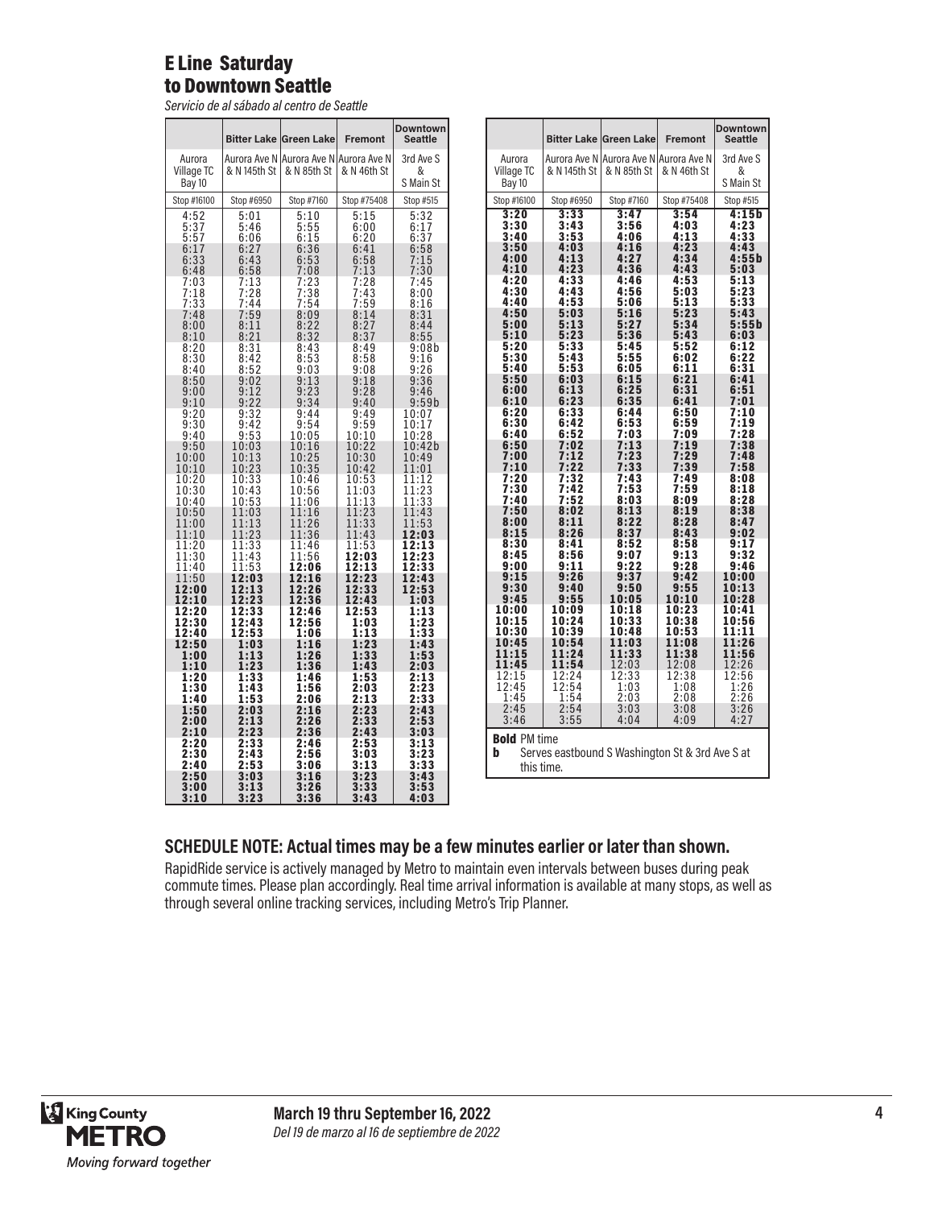# E Line Saturday to Downtown Seattle

*Servicio de al sábado al centro de Seattle*

| | Bitter Lake | Green Lake | Fremont | Downtown Seattle |
|---|---|---|---|---|
| Aurora Village TC Bay 10 | Aurora Ave N & N 145th St | Aurora Ave N & N 85th St | Aurora Ave N & N 46th St | 3rd Ave S & S Main St |
| Stop #16100 | Stop #6950 | Stop #7160 | Stop #75408 | Stop #515 |
| 4:52 | 5:01 | 5:10 | 5:15 | 5:32 |
| 5:37 | 5:46 | 5:55 | 6:00 | 6:17 |
| 5:57 | 6:06 | 6:15 | 6:20 | 6:37 |
| 6:17 | 6:27 | 6:36 | 6:41 | 6:58 |
| 6:33 | 6:43 | 6:53 | 6:58 | 7:15 |
| 6:48 | 6:58 | 7:08 | 7:13 | 7:30 |
| 7:03 | 7:13 | 7:23 | 7:28 | 7:45 |
| 7:18 | 7:28 | 7:38 | 7:43 | 8:00 |
| 7:33 | 7:44 | 7:54 | 7:59 | 8:16 |
| 7:48 | 7:59 | 8:09 | 8:14 | 8:31 |
| 8:00 | 8:11 | 8:22 | 8:27 | 8:44 |
| 8:10 | 8:21 | 8:32 | 8:37 | 8:55 |
| 8:20 | 8:31 | 8:43 | 8:49 | 9:08b |
| 8:30 | 8:42 | 8:53 | 8:58 | 9:16 |
| 8:40 | 8:52 | 9:03 | 9:08 | 9:26 |
| 8:50 | 9:02 | 9:13 | 9:18 | 9:36 |
| 9:00 | 9:12 | 9:23 | 9:28 | 9:46 |
| 9:10 | 9:22 | 9:34 | 9:40 | 9:59b |
| 9:20 | 9:32 | 9:44 | 9:49 | 10:07 |
| 9:30 | 9:42 | 9:54 | 9:59 | 10:17 |
| 9:40 | 9:53 | 10:05 | 10:10 | 10:28 |
| 9:50 | 10:03 | 10:16 | 10:22 | 10:42b |
| 10:00 | 10:13 | 10:25 | 10:30 | 10:49 |
| 10:10 | 10:23 | 10:35 | 10:42 | 11:01 |
| 10:20 | 10:33 | 10:46 | 10:53 | 11:12 |
| 10:30 | 10:43 | 10:56 | 11:03 | 11:23 |
| 10:40 | 10:53 | 11:06 | 11:13 | 11:33 |
| 10:50 | 11:03 | 11:16 | 11:23 | 11:43 |
| 11:00 | 11:13 | 11:26 | 11:33 | 11:53 |
| 11:10 | 11:23 | 11:36 | 11:43 | **12:03** |
| 11:20 | 11:33 | 11:46 | 11:53 | **12:13** |
| 11:30 | 11:43 | 11:56 | **12:03** | **12:23** |
| 11:40 | 11:53 | **12:06** | **12:13** | **12:33** |
| 11:50 | **12:03** | **12:16** | **12:23** | **12:43** |
| **12:00** | **12:13** | **12:26** | **12:33** | **12:53** |
| **12:10** | **12:23** | **12:36** | **12:43** | **1:03** |
| **12:20** | **12:33** | **12:46** | **12:53** | **1:13** |
| **12:30** | **12:43** | **12:56** | **1:03** | **1:23** |
| **12:40** | **12:53** | **1:06** | **1:13** | **1:33** |
| **12:50** | **1:03** | **1:16** | **1:23** | **1:43** |
| **1:00** | **1:13** | **1:26** | **1:33** | **1:53** |
| **1:10** | **1:23** | **1:36** | **1:43** | **2:03** |
| **1:20** | **1:33** | **1:46** | **1:53** | **2:13** |
| **1:30** | **1:43** | **1:56** | **2:03** | **2:23** |
| **1:40** | **1:53** | **2:06** | **2:13** | **2:33** |
| **1:50** | **2:03** | **2:16** | **2:23** | **2:43** |
| **2:00** | **2:13** | **2:26** | **2:33** | **2:53** |
| **2:10** | **2:23** | **2:36** | **2:43** | **3:03** |
| **2:20** | **2:33** | **2:46** | **2:53** | **3:13** |
| **2:30** | **2:43** | **2:56** | **3:03** | **3:23** |
| **2:40** | **2:53** | **3:06** | **3:13** | **3:33** |
| **2:50** | **3:03** | **3:16** | **3:23** | **3:43** |
| **3:00** | **3:13** | **3:26** | **3:33** | **3:53** |
| **3:10** | **3:23** | **3:36** | **3:43** | **4:03** |
| **3:20** | **3:33** | **3:47** | **3:54** | **4:15b** |
| **3:30** | **3:43** | **3:56** | **4:03** | **4:23** |
| **3:40** | **3:53** | **4:06** | **4:13** | **4:33** |
| **3:50** | **4:03** | **4:16** | **4:23** | **4:43** |
| **4:00** | **4:13** | **4:27** | **4:34** | **4:55b** |
| **4:10** | **4:23** | **4:36** | **4:43** | **5:03** |
| **4:20** | **4:33** | **4:46** | **4:53** | **5:13** |
| **4:30** | **4:43** | **4:56** | **5:03** | **5:23** |
| **4:40** | **4:53** | **5:06** | **5:13** | **5:33** |
| **4:50** | **5:03** | **5:16** | **5:23** | **5:43** |
| **5:00** | **5:13** | **5:27** | **5:34** | **5:55b** |
| **5:10** | **5:23** | **5:36** | **5:43** | **6:03** |
| **5:20** | **5:33** | **5:45** | **5:52** | **6:12** |
| **5:30** | **5:43** | **5:55** | **6:02** | **6:22** |
| **5:40** | **5:53** | **6:05** | **6:11** | **6:31** |
| **5:50** | **6:03** | **6:15** | **6:21** | **6:41** |
| **6:00** | **6:13** | **6:25** | **6:31** | **6:51** |
| **6:10** | **6:23** | **6:35** | **6:41** | **7:01** |
| **6:20** | **6:33** | **6:44** | **6:50** | **7:10** |
| **6:30** | **6:42** | **6:53** | **6:59** | **7:19** |
| **6:40** | **6:52** | **7:03** | **7:09** | **7:28** |
| **6:50** | **7:02** | **7:13** | **7:19** | **7:38** |
| **7:00** | **7:12** | **7:23** | **7:29** | **7:48** |
| **7:10** | **7:22** | **7:33** | **7:39** | **7:58** |
| **7:20** | **7:32** | **7:43** | **7:49** | **8:08** |
| **7:30** | **7:42** | **7:53** | **7:59** | **8:18** |
| **7:40** | **7:52** | **8:03** | **8:09** | **8:28** |
| **7:50** | **8:02** | **8:13** | **8:19** | **8:38** |
| **8:00** | **8:11** | **8:22** | **8:28** | **8:47** |
| **8:15** | **8:26** | **8:37** | **8:43** | **9:02** |
| **8:30** | **8:41** | **8:52** | **8:58** | **9:17** |
| **8:45** | **8:56** | **9:07** | **9:13** | **9:32** |
| **9:00** | **9:11** | **9:22** | **9:28** | **9:46** |
| **9:15** | **9:26** | **9:37** | **9:42** | **10:00** |
| **9:30** | **9:40** | **9:50** | **9:55** | **10:13** |
| **9:45** | **9:55** | **10:05** | **10:10** | **10:28** |
| **10:00** | **10:09** | **10:18** | **10:23** | **10:41** |
| **10:15** | **10:24** | **10:33** | **10:38** | **10:56** |
| **10:30** | **10:39** | **10:48** | **10:53** | **11:11** |
| **10:45** | **10:54** | **11:03** | **11:08** | **11:26** |
| **11:15** | **11:24** | **11:33** | **11:38** | **11:56** |
| **11:45** | **11:54** | 12:03 | 12:08 | 12:26 |
| 12:15 | 12:24 | 12:33 | 12:38 | 12:56 |
| 12:45 | 12:54 | 1:03 | 1:08 | 1:26 |
| 1:45 | 1:54 | 2:03 | 2:08 | 2:26 |
| 2:45 | 2:54 | 3:03 | 3:08 | 3:26 |
| 3:46 | 3:55 | 4:04 | 4:09 | 4:27 |

**Bold** PM time

**b** Serves eastbound S Washington St & 3rd Ave S at this time.

## SCHEDULE NOTE: Actual times may be a few minutes earlier or later than shown.

RapidRide service is actively managed by Metro to maintain even intervals between buses during peak commute times. Please plan accordingly. Real time arrival information is available at many stops, as well as through several online tracking services, including Metro's Trip Planner.

King County METRO Moving forward together

**March 19 thru September 16, 2022**

*Del 19 de marzo al 16 de septiembre de 2022*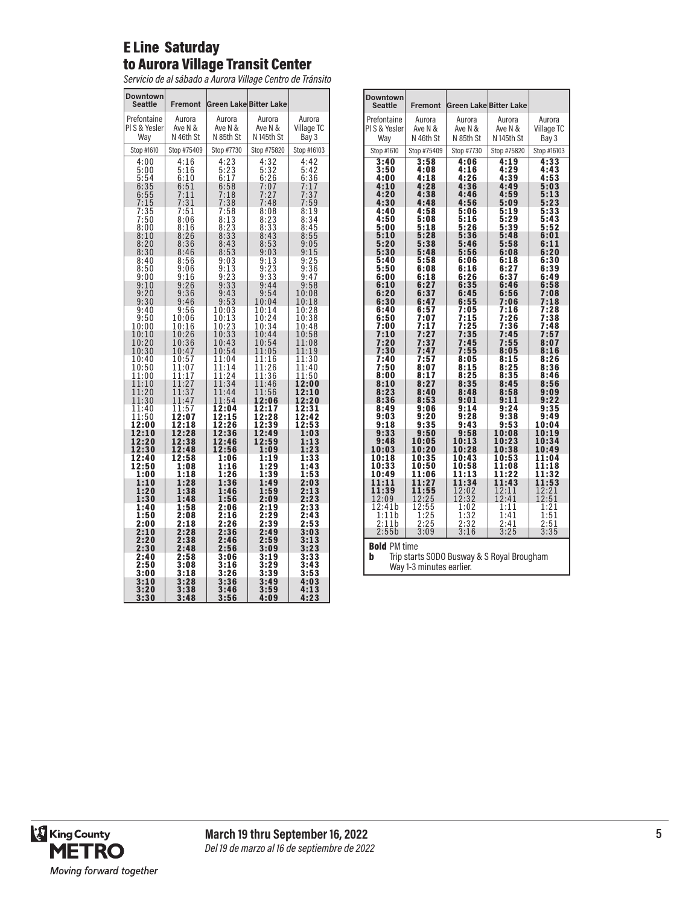# E Line Saturday
## to Aurora Village Transit Center

*Servicio de al sábado a Aurora Village Centro de Tránsito*

| Downtown Seattle | Fremont | Green Lake | Bitter Lake | |
|---|---|---|---|---|
| Prefontaine Pl S & Yesler Way | Aurora Ave N & N 46th St | Aurora Ave N & N 85th St | Aurora Ave N & N 145th St | Aurora Village TC Bay 3 |
| Stop #1610 | Stop #75409 | Stop #7730 | Stop #75820 | Stop #16103 |
| 4:00 | 4:16 | 4:23 | 4:32 | 4:42 |
| 5:00 | 5:16 | 5:23 | 5:32 | 5:42 |
| 5:54 | 6:10 | 6:17 | 6:26 | 6:36 |
| 6:35 | 6:51 | 6:58 | 7:07 | 7:17 |
| 6:55 | 7:11 | 7:18 | 7:27 | 7:37 |
| 7:15 | 7:31 | 7:38 | 7:48 | 7:59 |
| 7:35 | 7:51 | 7:58 | 8:08 | 8:19 |
| 7:50 | 8:06 | 8:13 | 8:23 | 8:34 |
| 8:00 | 8:16 | 8:23 | 8:33 | 8:45 |
| 8:10 | 8:26 | 8:33 | 8:43 | 8:55 |
| 8:20 | 8:36 | 8:43 | 8:53 | 9:05 |
| 8:30 | 8:46 | 8:53 | 9:03 | 9:15 |
| 8:40 | 8:56 | 9:03 | 9:13 | 9:25 |
| 8:50 | 9:06 | 9:13 | 9:23 | 9:36 |
| 9:00 | 9:16 | 9:23 | 9:33 | 9:47 |
| 9:10 | 9:26 | 9:33 | 9:44 | 9:58 |
| 9:20 | 9:36 | 9:43 | 9:54 | 10:08 |
| 9:30 | 9:46 | 9:53 | 10:04 | 10:18 |
| 9:40 | 9:56 | 10:03 | 10:14 | 10:28 |
| 9:50 | 10:06 | 10:13 | 10:24 | 10:38 |
| 10:00 | 10:16 | 10:23 | 10:34 | 10:48 |
| 10:10 | 10:26 | 10:33 | 10:44 | 10:58 |
| 10:20 | 10:36 | 10:43 | 10:54 | 11:08 |
| 10:30 | 10:47 | 10:54 | 11:05 | 11:19 |
| 10:40 | 10:57 | 11:04 | 11:16 | 11:30 |
| 10:50 | 11:07 | 11:14 | 11:26 | 11:40 |
| 11:00 | 11:17 | 11:24 | 11:36 | 11:50 |
| 11:10 | 11:27 | 11:34 | 11:46 | **12:00** |
| 11:20 | 11:37 | 11:44 | 11:56 | **12:10** |
| 11:30 | 11:47 | 11:54 | **12:06** | **12:20** |
| 11:40 | 11:57 | **12:04** | **12:17** | **12:31** |
| 11:50 | **12:07** | **12:15** | **12:28** | **12:42** |
| **12:00** | **12:18** | **12:26** | **12:39** | **12:53** |
| **12:10** | **12:28** | **12:36** | **12:49** | **1:03** |
| **12:20** | **12:38** | **12:46** | **12:59** | **1:13** |
| **12:30** | **12:48** | **12:56** | **1:09** | **1:23** |
| **12:40** | **12:58** | **1:06** | **1:19** | **1:33** |
| **12:50** | **1:08** | **1:16** | **1:29** | **1:43** |
| **1:00** | **1:18** | **1:26** | **1:39** | **1:53** |
| **1:10** | **1:28** | **1:36** | **1:49** | **2:03** |
| **1:20** | **1:38** | **1:46** | **1:59** | **2:13** |
| **1:30** | **1:48** | **1:56** | **2:09** | **2:23** |
| **1:40** | **1:58** | **2:06** | **2:19** | **2:33** |
| **1:50** | **2:08** | **2:16** | **2:29** | **2:43** |
| **2:00** | **2:18** | **2:26** | **2:39** | **2:53** |
| **2:10** | **2:28** | **2:36** | **2:49** | **3:03** |
| **2:20** | **2:38** | **2:46** | **2:59** | **3:13** |
| **2:30** | **2:48** | **2:56** | **3:09** | **3:23** |
| **2:40** | **2:58** | **3:06** | **3:19** | **3:33** |
| **2:50** | **3:08** | **3:16** | **3:29** | **3:43** |
| **3:00** | **3:18** | **3:26** | **3:39** | **3:53** |
| **3:10** | **3:28** | **3:36** | **3:49** | **4:03** |
| **3:20** | **3:38** | **3:46** | **3:59** | **4:13** |
| **3:30** | **3:48** | **3:56** | **4:09** | **4:23** |
| **3:40** | **3:58** | **4:06** | **4:19** | **4:33** |
| **3:50** | **4:08** | **4:16** | **4:29** | **4:43** |
| **4:00** | **4:18** | **4:26** | **4:39** | **4:53** |
| **4:10** | **4:28** | **4:36** | **4:49** | **5:03** |
| **4:20** | **4:38** | **4:46** | **4:59** | **5:13** |
| **4:30** | **4:48** | **4:56** | **5:09** | **5:23** |
| **4:40** | **4:58** | **5:06** | **5:19** | **5:33** |
| **4:50** | **5:08** | **5:16** | **5:29** | **5:43** |
| **5:00** | **5:18** | **5:26** | **5:39** | **5:52** |
| **5:10** | **5:28** | **5:36** | **5:48** | **6:01** |
| **5:20** | **5:38** | **5:46** | **5:58** | **6:11** |
| **5:30** | **5:48** | **5:56** | **6:08** | **6:20** |
| **5:40** | **5:58** | **6:06** | **6:18** | **6:30** |
| **5:50** | **6:08** | **6:16** | **6:27** | **6:39** |
| **6:00** | **6:18** | **6:26** | **6:37** | **6:49** |
| **6:10** | **6:27** | **6:35** | **6:46** | **6:58** |
| **6:20** | **6:37** | **6:45** | **6:56** | **7:08** |
| **6:30** | **6:47** | **6:55** | **7:06** | **7:18** |
| **6:40** | **6:57** | **7:05** | **7:16** | **7:28** |
| **6:50** | **7:07** | **7:15** | **7:26** | **7:38** |
| **7:00** | **7:17** | **7:25** | **7:36** | **7:48** |
| **7:10** | **7:27** | **7:35** | **7:45** | **7:57** |
| **7:20** | **7:37** | **7:45** | **7:55** | **8:07** |
| **7:30** | **7:47** | **7:55** | **8:05** | **8:16** |
| **7:40** | **7:57** | **8:05** | **8:15** | **8:26** |
| **7:50** | **8:07** | **8:15** | **8:25** | **8:36** |
| **8:00** | **8:17** | **8:25** | **8:35** | **8:46** |
| **8:10** | **8:27** | **8:35** | **8:45** | **8:56** |
| **8:23** | **8:40** | **8:48** | **8:58** | **9:09** |
| **8:36** | **8:53** | **9:01** | **9:11** | **9:22** |
| **8:49** | **9:06** | **9:14** | **9:24** | **9:35** |
| **9:03** | **9:20** | **9:28** | **9:38** | **9:49** |
| **9:18** | **9:35** | **9:43** | **9:53** | **10:04** |
| **9:33** | **9:50** | **9:58** | **10:08** | **10:19** |
| **9:48** | **10:05** | **10:13** | **10:23** | **10:34** |
| **10:03** | **10:20** | **10:28** | **10:38** | **10:49** |
| **10:18** | **10:35** | **10:43** | **10:53** | **11:04** |
| **10:33** | **10:50** | **10:58** | **11:08** | **11:18** |
| **10:49** | **11:06** | **11:13** | **11:22** | **11:32** |
| **11:11** | **11:27** | **11:34** | **11:43** | **11:53** |
| **11:39** | **11:55** | 12:02 | 12:11 | 12:21 |
| 12:09 | 12:25 | 12:32 | 12:41 | 12:51 |
| 12:41b | 12:55 | 1:02 | 1:11 | 1:21 |
| 1:11b | 1:25 | 1:32 | 1:41 | 1:51 |
| 2:11b | 2:25 | 2:32 | 2:41 | 2:51 |
| 2:55b | 3:09 | 3:16 | 3:25 | 3:35 |

**Bold** PM time

**b** Trip starts SODO Busway & S Royal Brougham Way 1-3 minutes earlier.

**March 19 thru September 16, 2022**

*Del 19 de marzo al 16 de septiembre de 2022*

King County METRO
*Moving forward together*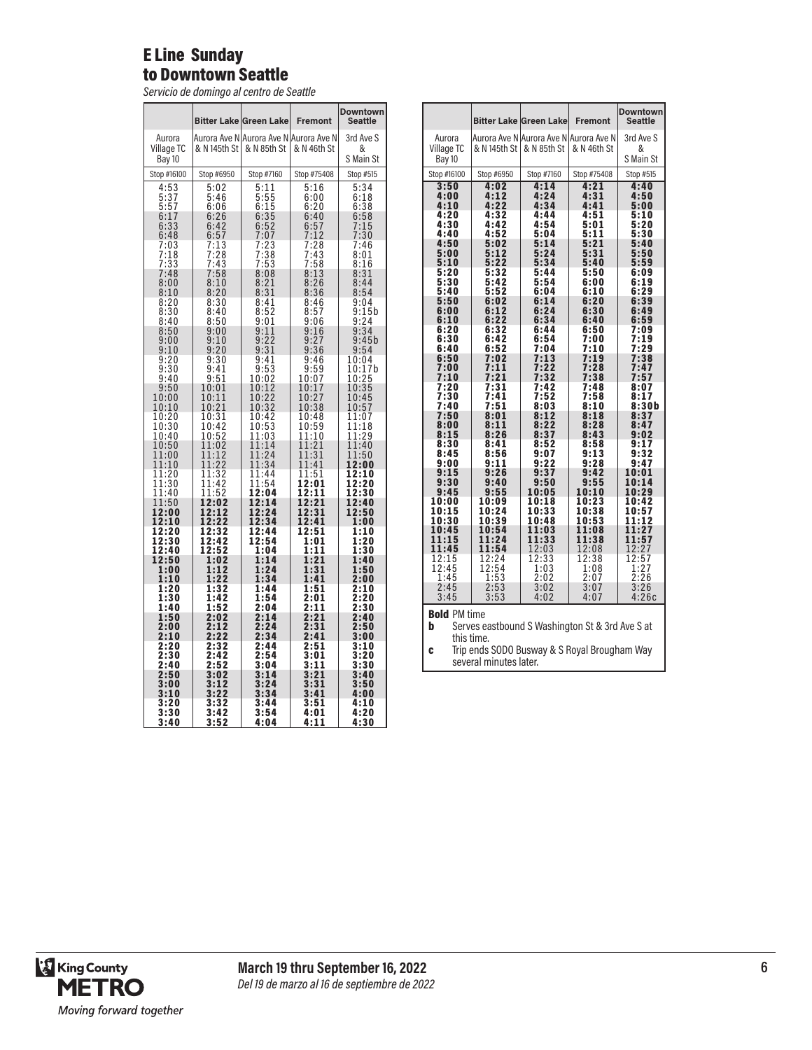# E Line Sunday to Downtown Seattle

*Servicio de domingo al centro de Seattle*

| | Bitter Lake | Green Lake | Fremont | Downtown Seattle |
|---|---|---|---|---|
| Aurora Village TC Bay 10 | Aurora Ave N & N 145th St | Aurora Ave N & N 85th St | Aurora Ave N & N 46th St | 3rd Ave S & S Main St |
| Stop #16100 | Stop #6950 | Stop #7160 | Stop #75408 | Stop #515 |
| 4:53 | 5:02 | 5:11 | 5:16 | 5:34 |
| 5:37 | 5:46 | 5:55 | 6:00 | 6:18 |
| 5:57 | 6:06 | 6:15 | 6:20 | 6:38 |
| 6:17 | 6:26 | 6:35 | 6:40 | 6:58 |
| 6:33 | 6:42 | 6:52 | 6:57 | 7:15 |
| 6:48 | 6:57 | 7:07 | 7:12 | 7:30 |
| 7:03 | 7:13 | 7:23 | 7:28 | 7:46 |
| 7:18 | 7:28 | 7:38 | 7:43 | 8:01 |
| 7:33 | 7:43 | 7:53 | 7:58 | 8:16 |
| 7:48 | 7:58 | 8:08 | 8:13 | 8:31 |
| 8:00 | 8:10 | 8:21 | 8:26 | 8:44 |
| 8:10 | 8:20 | 8:31 | 8:36 | 8:54 |
| 8:20 | 8:30 | 8:41 | 8:46 | 9:04 |
| 8:30 | 8:40 | 8:52 | 8:57 | 9:15b |
| 8:40 | 8:50 | 9:01 | 9:06 | 9:24 |
| 8:50 | 9:00 | 9:11 | 9:16 | 9:34 |
| 9:00 | 9:10 | 9:22 | 9:27 | 9:45b |
| 9:10 | 9:20 | 9:31 | 9:36 | 9:54 |
| 9:20 | 9:30 | 9:41 | 9:46 | 10:04 |
| 9:30 | 9:41 | 9:53 | 9:59 | 10:17b |
| 9:40 | 9:51 | 10:02 | 10:07 | 10:25 |
| 9:50 | 10:01 | 10:12 | 10:17 | 10:35 |
| 10:00 | 10:11 | 10:22 | 10:27 | 10:45 |
| 10:10 | 10:21 | 10:32 | 10:38 | 10:57 |
| 10:20 | 10:31 | 10:42 | 10:48 | 11:07 |
| 10:30 | 10:42 | 10:53 | 10:59 | 11:18 |
| 10:40 | 10:52 | 11:03 | 11:10 | 11:29 |
| 10:50 | 11:02 | 11:14 | 11:21 | 11:40 |
| 11:00 | 11:12 | 11:24 | 11:31 | 11:50 |
| 11:10 | 11:22 | 11:34 | 11:41 | **12:00** |
| 11:20 | 11:32 | 11:44 | 11:51 | **12:10** |
| 11:30 | 11:42 | 11:54 | **12:01** | **12:20** |
| 11:40 | 11:52 | **12:04** | **12:11** | **12:30** |
| 11:50 | **12:02** | **12:14** | **12:21** | **12:40** |
| **12:00** | **12:12** | **12:24** | **12:31** | **12:50** |
| **12:10** | **12:22** | **12:34** | **12:41** | **1:00** |
| **12:20** | **12:32** | **12:44** | **12:51** | **1:10** |
| **12:30** | **12:42** | **12:54** | **1:01** | **1:20** |
| **12:40** | **12:52** | **1:04** | **1:11** | **1:30** |
| **12:50** | **1:02** | **1:14** | **1:21** | **1:40** |
| **1:00** | **1:12** | **1:24** | **1:31** | **1:50** |
| **1:10** | **1:22** | **1:34** | **1:41** | **2:00** |
| **1:20** | **1:32** | **1:44** | **1:51** | **2:10** |
| **1:30** | **1:42** | **1:54** | **2:01** | **2:20** |
| **1:40** | **1:52** | **2:04** | **2:11** | **2:30** |
| **1:50** | **2:02** | **2:14** | **2:21** | **2:40** |
| **2:00** | **2:12** | **2:24** | **2:31** | **2:50** |
| **2:10** | **2:22** | **2:34** | **2:41** | **3:00** |
| **2:20** | **2:32** | **2:44** | **2:51** | **3:10** |
| **2:30** | **2:42** | **2:54** | **3:01** | **3:20** |
| **2:40** | **2:52** | **3:04** | **3:11** | **3:30** |
| **2:50** | **3:02** | **3:14** | **3:21** | **3:40** |
| **3:00** | **3:12** | **3:24** | **3:31** | **3:50** |
| **3:10** | **3:22** | **3:34** | **3:41** | **4:00** |
| **3:20** | **3:32** | **3:44** | **3:51** | **4:10** |
| **3:30** | **3:42** | **3:54** | **4:01** | **4:20** |
| **3:40** | **3:52** | **4:04** | **4:11** | **4:30** |
| **3:50** | **4:02** | **4:14** | **4:21** | **4:40** |
| **4:00** | **4:12** | **4:24** | **4:31** | **4:50** |
| **4:10** | **4:22** | **4:34** | **4:41** | **5:00** |
| **4:20** | **4:32** | **4:44** | **4:51** | **5:10** |
| **4:30** | **4:42** | **4:54** | **5:01** | **5:20** |
| **4:40** | **4:52** | **5:04** | **5:11** | **5:30** |
| **4:50** | **5:02** | **5:14** | **5:21** | **5:40** |
| **5:00** | **5:12** | **5:24** | **5:31** | **5:50** |
| **5:10** | **5:22** | **5:34** | **5:40** | **5:59** |
| **5:20** | **5:32** | **5:44** | **5:50** | **6:09** |
| **5:30** | **5:42** | **5:54** | **6:00** | **6:19** |
| **5:40** | **5:52** | **6:04** | **6:10** | **6:29** |
| **5:50** | **6:02** | **6:14** | **6:20** | **6:39** |
| **6:00** | **6:12** | **6:24** | **6:30** | **6:49** |
| **6:10** | **6:22** | **6:34** | **6:40** | **6:59** |
| **6:20** | **6:32** | **6:44** | **6:50** | **7:09** |
| **6:30** | **6:42** | **6:54** | **7:00** | **7:19** |
| **6:40** | **6:52** | **7:04** | **7:10** | **7:29** |
| **6:50** | **7:02** | **7:13** | **7:19** | **7:38** |
| **7:00** | **7:11** | **7:22** | **7:28** | **7:47** |
| **7:10** | **7:21** | **7:32** | **7:38** | **7:57** |
| **7:20** | **7:31** | **7:42** | **7:48** | **8:07** |
| **7:30** | **7:41** | **7:52** | **7:58** | **8:17** |
| **7:40** | **7:51** | **8:03** | **8:10** | **8:30b** |
| **7:50** | **8:01** | **8:12** | **8:18** | **8:37** |
| **8:00** | **8:11** | **8:22** | **8:28** | **8:47** |
| **8:15** | **8:26** | **8:37** | **8:43** | **9:02** |
| **8:30** | **8:41** | **8:52** | **8:58** | **9:17** |
| **8:45** | **8:56** | **9:07** | **9:13** | **9:32** |
| **9:00** | **9:11** | **9:22** | **9:28** | **9:47** |
| **9:15** | **9:26** | **9:37** | **9:42** | **10:01** |
| **9:30** | **9:40** | **9:50** | **9:55** | **10:14** |
| **9:45** | **9:55** | **10:05** | **10:10** | **10:29** |
| **10:00** | **10:09** | **10:18** | **10:23** | **10:42** |
| **10:15** | **10:24** | **10:33** | **10:38** | **10:57** |
| **10:30** | **10:39** | **10:48** | **10:53** | **11:12** |
| **10:45** | **10:54** | **11:03** | **11:08** | **11:27** |
| **11:15** | **11:24** | **11:33** | **11:38** | **11:57** |
| **11:45** | **11:54** | 12:03 | 12:08 | 12:27 |
| 12:15 | 12:24 | 12:33 | 12:38 | 12:57 |
| 12:45 | 12:54 | 1:03 | 1:08 | 1:27 |
| 1:45 | 1:53 | 2:02 | 2:07 | 2:26 |
| 2:45 | 2:53 | 3:02 | 3:07 | 3:26 |
| 3:45 | 3:53 | 4:02 | 4:07 | 4:26c |

**Bold** PM time

**b** Serves eastbound S Washington St & 3rd Ave S at this time.

**c** Trip ends SODO Busway & S Royal Brougham Way several minutes later.

**March 19 thru September 16, 2022**

*Del 19 de marzo al 16 de septiembre de 2022*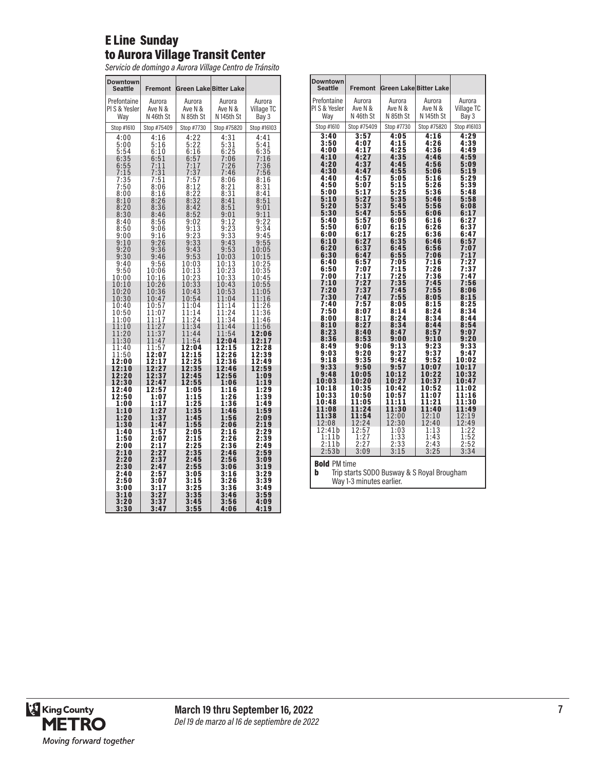# E Line Sunday
# to Aurora Village Transit Center

*Servicio de domingo a Aurora Village Centro de Tránsito*

| Downtown Seattle | Fremont | Green Lake | Bitter Lake | |
|---|---|---|---|---|
| Prefontaine Pl S & Yesler Way | Aurora Ave N & N 46th St | Aurora Ave N & N 85th St | Aurora Ave N & N 145th St | Aurora Village TC Bay 3 |
| Stop #1610 | Stop #75409 | Stop #7730 | Stop #75820 | Stop #16103 |
| 4:00 | 4:16 | 4:22 | 4:31 | 4:41 |
| 5:00 | 5:16 | 5:22 | 5:31 | 5:41 |
| 5:54 | 6:10 | 6:16 | 6:25 | 6:35 |
| 6:35 | 6:51 | 6:57 | 7:06 | 7:16 |
| 6:55 | 7:11 | 7:17 | 7:26 | 7:36 |
| 7:15 | 7:31 | 7:37 | 7:46 | 7:56 |
| 7:35 | 7:51 | 7:57 | 8:06 | 8:16 |
| 7:50 | 8:06 | 8:12 | 8:21 | 8:31 |
| 8:00 | 8:16 | 8:22 | 8:31 | 8:41 |
| 8:10 | 8:26 | 8:32 | 8:41 | 8:51 |
| 8:20 | 8:36 | 8:42 | 8:51 | 9:01 |
| 8:30 | 8:46 | 8:52 | 9:01 | 9:11 |
| 8:40 | 8:56 | 9:02 | 9:12 | 9:22 |
| 8:50 | 9:06 | 9:13 | 9:23 | 9:34 |
| 9:00 | 9:16 | 9:23 | 9:33 | 9:45 |
| 9:10 | 9:26 | 9:33 | 9:43 | 9:55 |
| 9:20 | 9:36 | 9:43 | 9:53 | 10:05 |
| 9:30 | 9:46 | 9:53 | 10:03 | 10:15 |
| 9:40 | 9:56 | 10:03 | 10:13 | 10:25 |
| 9:50 | 10:06 | 10:13 | 10:23 | 10:35 |
| 10:00 | 10:16 | 10:23 | 10:33 | 10:45 |
| 10:10 | 10:26 | 10:33 | 10:43 | 10:55 |
| 10:20 | 10:36 | 10:43 | 10:53 | 11:05 |
| 10:30 | 10:47 | 10:54 | 11:04 | 11:16 |
| 10:40 | 10:57 | 11:04 | 11:14 | 11:26 |
| 10:50 | 11:07 | 11:14 | 11:24 | 11:36 |
| 11:00 | 11:17 | 11:24 | 11:34 | 11:46 |
| 11:10 | 11:27 | 11:34 | 11:44 | 11:56 |
| 11:20 | 11:37 | 11:44 | 11:54 | **12:06** |
| 11:30 | 11:47 | 11:54 | **12:04** | **12:17** |
| 11:40 | 11:57 | **12:04** | **12:15** | **12:28** |
| 11:50 | **12:07** | **12:15** | **12:26** | **12:39** |
| **12:00** | **12:17** | **12:25** | **12:36** | **12:49** |
| **12:10** | **12:27** | **12:35** | **12:46** | **12:59** |
| **12:20** | **12:37** | **12:45** | **12:56** | **1:09** |
| **12:30** | **12:47** | **12:55** | **1:06** | **1:19** |
| **12:40** | **12:57** | **1:05** | **1:16** | **1:29** |
| **12:50** | **1:07** | **1:15** | **1:26** | **1:39** |
| **1:00** | **1:17** | **1:25** | **1:36** | **1:49** |
| **1:10** | **1:27** | **1:35** | **1:46** | **1:59** |
| **1:20** | **1:37** | **1:45** | **1:56** | **2:09** |
| **1:30** | **1:47** | **1:55** | **2:06** | **2:19** |
| **1:40** | **1:57** | **2:05** | **2:16** | **2:29** |
| **1:50** | **2:07** | **2:15** | **2:26** | **2:39** |
| **2:00** | **2:17** | **2:25** | **2:36** | **2:49** |
| **2:10** | **2:27** | **2:35** | **2:46** | **2:59** |
| **2:20** | **2:37** | **2:45** | **2:56** | **3:09** |
| **2:30** | **2:47** | **2:55** | **3:06** | **3:19** |
| **2:40** | **2:57** | **3:05** | **3:16** | **3:29** |
| **2:50** | **3:07** | **3:15** | **3:26** | **3:39** |
| **3:00** | **3:17** | **3:25** | **3:36** | **3:49** |
| **3:10** | **3:27** | **3:35** | **3:46** | **3:59** |
| **3:20** | **3:37** | **3:45** | **3:56** | **4:09** |
| **3:30** | **3:47** | **3:55** | **4:06** | **4:19** |
| **3:40** | **3:57** | **4:05** | **4:16** | **4:29** |
| **3:50** | **4:07** | **4:15** | **4:26** | **4:39** |
| **4:00** | **4:17** | **4:25** | **4:36** | **4:49** |
| **4:10** | **4:27** | **4:35** | **4:46** | **4:59** |
| **4:20** | **4:37** | **4:45** | **4:56** | **5:09** |
| **4:30** | **4:47** | **4:55** | **5:06** | **5:19** |
| **4:40** | **4:57** | **5:05** | **5:16** | **5:29** |
| **4:50** | **5:07** | **5:15** | **5:26** | **5:39** |
| **5:00** | **5:17** | **5:25** | **5:36** | **5:48** |
| **5:10** | **5:27** | **5:35** | **5:46** | **5:58** |
| **5:20** | **5:37** | **5:45** | **5:56** | **6:08** |
| **5:30** | **5:47** | **5:55** | **6:06** | **6:17** |
| **5:40** | **5:57** | **6:05** | **6:16** | **6:27** |
| **5:50** | **6:07** | **6:15** | **6:26** | **6:37** |
| **6:00** | **6:17** | **6:25** | **6:36** | **6:47** |
| **6:10** | **6:27** | **6:35** | **6:46** | **6:57** |
| **6:20** | **6:37** | **6:45** | **6:56** | **7:07** |
| **6:30** | **6:47** | **6:55** | **7:06** | **7:17** |
| **6:40** | **6:57** | **7:05** | **7:16** | **7:27** |
| **6:50** | **7:07** | **7:15** | **7:26** | **7:37** |
| **7:00** | **7:17** | **7:25** | **7:36** | **7:47** |
| **7:10** | **7:27** | **7:35** | **7:45** | **7:56** |
| **7:20** | **7:37** | **7:45** | **7:55** | **8:06** |
| **7:30** | **7:47** | **7:55** | **8:05** | **8:15** |
| **7:40** | **7:57** | **8:05** | **8:15** | **8:25** |
| **7:50** | **8:07** | **8:14** | **8:24** | **8:34** |
| **8:00** | **8:17** | **8:24** | **8:34** | **8:44** |
| **8:10** | **8:27** | **8:34** | **8:44** | **8:54** |
| **8:23** | **8:40** | **8:47** | **8:57** | **9:07** |
| **8:36** | **8:53** | **9:00** | **9:10** | **9:20** |
| **8:49** | **9:06** | **9:13** | **9:23** | **9:33** |
| **9:03** | **9:20** | **9:27** | **9:37** | **9:47** |
| **9:18** | **9:35** | **9:42** | **9:52** | **10:02** |
| **9:33** | **9:50** | **9:57** | **10:07** | **10:17** |
| **9:48** | **10:05** | **10:12** | **10:22** | **10:32** |
| **10:03** | **10:20** | **10:27** | **10:37** | **10:47** |
| **10:18** | **10:35** | **10:42** | **10:52** | **11:02** |
| **10:33** | **10:50** | **10:57** | **11:07** | **11:16** |
| **10:48** | **11:05** | **11:11** | **11:21** | **11:30** |
| **11:08** | **11:24** | **11:30** | **11:40** | **11:49** |
| **11:38** | **11:54** | 12:00 | 12:10 | 12:19 |
| 12:08 | 12:24 | 12:30 | 12:40 | 12:49 |
| 12:41b | 12:57 | 1:03 | 1:13 | 1:22 |
| 1:11b | 1:27 | 1:33 | 1:43 | 1:52 |
| 2:11b | 2:27 | 2:33 | 2:43 | 2:52 |
| 2:53b | 3:09 | 3:15 | 3:25 | 3:34 |

**Bold** PM time

**b** Trip starts SODO Busway & S Royal Brougham Way 1-3 minutes earlier.

**March 19 thru September 16, 2022**

*Del 19 de marzo al 16 de septiembre de 2022*

King County METRO

*Moving forward together*